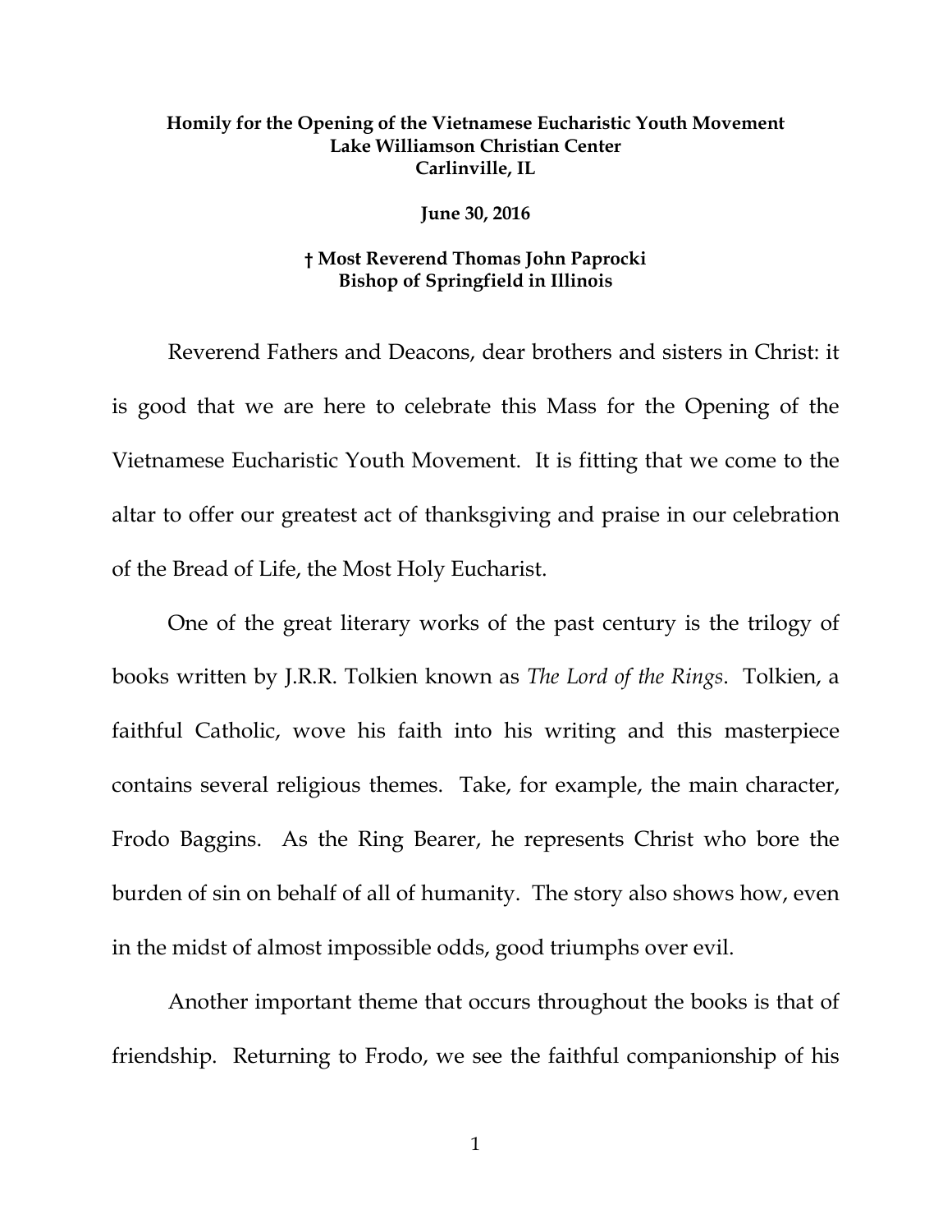**Homily for the Opening of the Vietnamese Eucharistic Youth Movement**
**Lake Williamson Christian Center**
**Carlinville, IL**

**June 30, 2016**

**† Most Reverend Thomas John Paprocki**
**Bishop of Springfield in Illinois**

Reverend Fathers and Deacons, dear brothers and sisters in Christ: it is good that we are here to celebrate this Mass for the Opening of the Vietnamese Eucharistic Youth Movement. It is fitting that we come to the altar to offer our greatest act of thanksgiving and praise in our celebration of the Bread of Life, the Most Holy Eucharist.

One of the great literary works of the past century is the trilogy of books written by J.R.R. Tolkien known as *The Lord of the Rings*. Tolkien, a faithful Catholic, wove his faith into his writing and this masterpiece contains several religious themes. Take, for example, the main character, Frodo Baggins. As the Ring Bearer, he represents Christ who bore the burden of sin on behalf of all of humanity. The story also shows how, even in the midst of almost impossible odds, good triumphs over evil.

Another important theme that occurs throughout the books is that of friendship. Returning to Frodo, we see the faithful companionship of his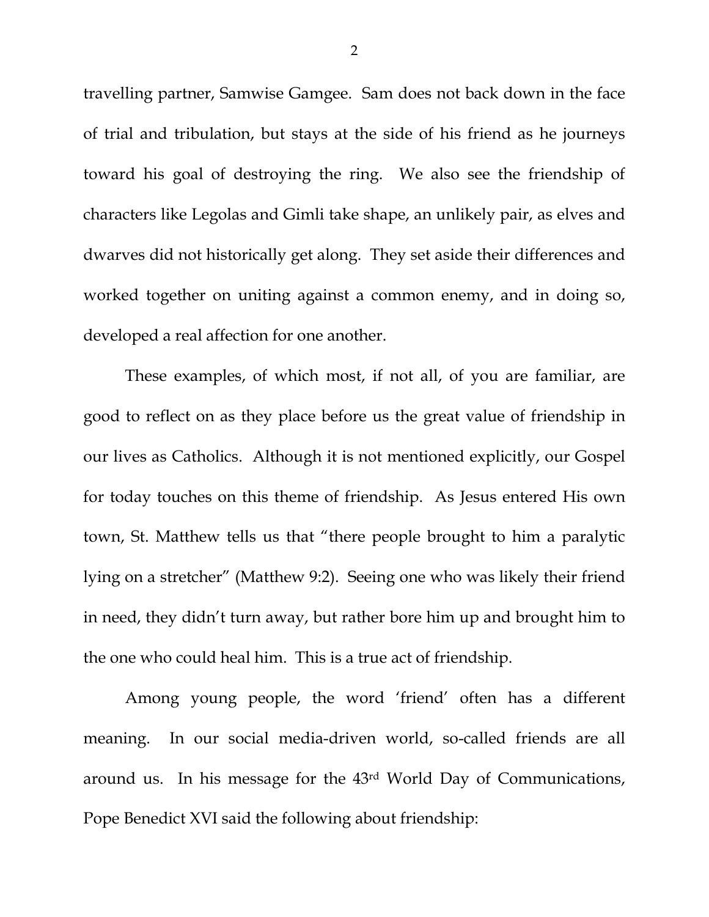travelling partner, Samwise Gamgee. Sam does not back down in the face of trial and tribulation, but stays at the side of his friend as he journeys toward his goal of destroying the ring. We also see the friendship of characters like Legolas and Gimli take shape, an unlikely pair, as elves and dwarves did not historically get along. They set aside their differences and worked together on uniting against a common enemy, and in doing so, developed a real affection for one another.

These examples, of which most, if not all, of you are familiar, are good to reflect on as they place before us the great value of friendship in our lives as Catholics. Although it is not mentioned explicitly, our Gospel for today touches on this theme of friendship. As Jesus entered His own town, St. Matthew tells us that "there people brought to him a paralytic lying on a stretcher" (Matthew 9:2). Seeing one who was likely their friend in need, they didn't turn away, but rather bore him up and brought him to the one who could heal him. This is a true act of friendship.

Among young people, the word 'friend' often has a different meaning. In our social media-driven world, so-called friends are all around us. In his message for the 43rd World Day of Communications, Pope Benedict XVI said the following about friendship: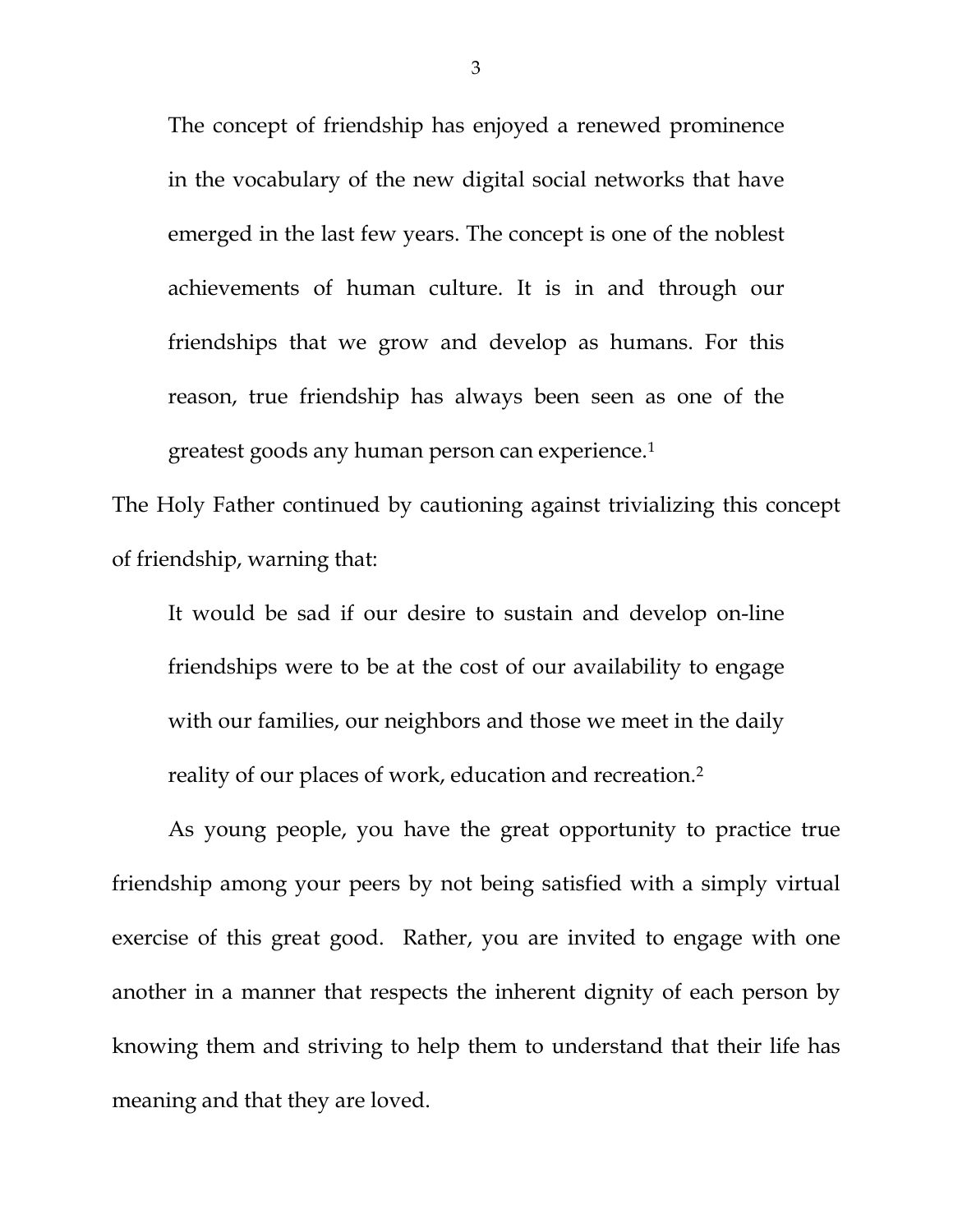> The concept of friendship has enjoyed a renewed prominence in the vocabulary of the new digital social networks that have emerged in the last few years. The concept is one of the noblest achievements of human culture. It is in and through our friendships that we grow and develop as humans. For this reason, true friendship has always been seen as one of the greatest goods any human person can experience.[1]

The Holy Father continued by cautioning against trivializing this concept of friendship, warning that:

> It would be sad if our desire to sustain and develop on-line friendships were to be at the cost of our availability to engage with our families, our neighbors and those we meet in the daily reality of our places of work, education and recreation.[2]

As young people, you have the great opportunity to practice true friendship among your peers by not being satisfied with a simply virtual exercise of this great good. Rather, you are invited to engage with one another in a manner that respects the inherent dignity of each person by knowing them and striving to help them to understand that their life has meaning and that they are loved.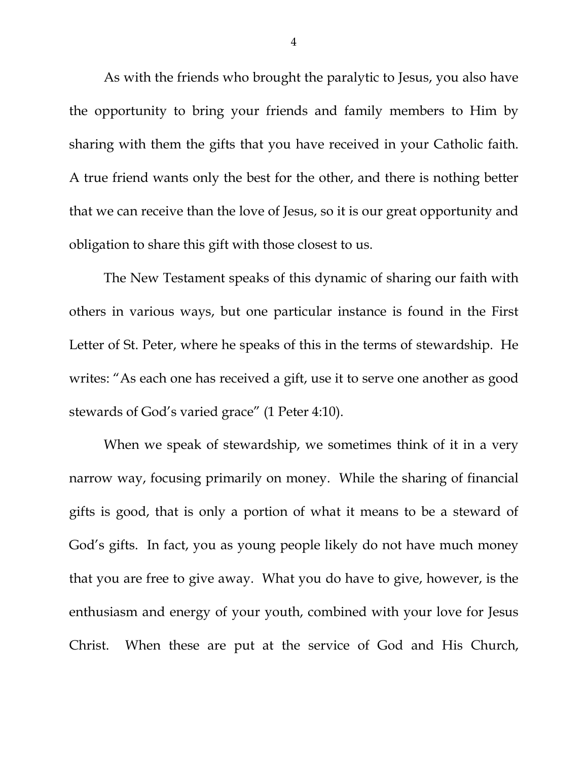As with the friends who brought the paralytic to Jesus, you also have the opportunity to bring your friends and family members to Him by sharing with them the gifts that you have received in your Catholic faith. A true friend wants only the best for the other, and there is nothing better that we can receive than the love of Jesus, so it is our great opportunity and obligation to share this gift with those closest to us.

The New Testament speaks of this dynamic of sharing our faith with others in various ways, but one particular instance is found in the First Letter of St. Peter, where he speaks of this in the terms of stewardship. He writes: "As each one has received a gift, use it to serve one another as good stewards of God's varied grace" (1 Peter 4:10).

When we speak of stewardship, we sometimes think of it in a very narrow way, focusing primarily on money. While the sharing of financial gifts is good, that is only a portion of what it means to be a steward of God's gifts. In fact, you as young people likely do not have much money that you are free to give away. What you do have to give, however, is the enthusiasm and energy of your youth, combined with your love for Jesus Christ. When these are put at the service of God and His Church,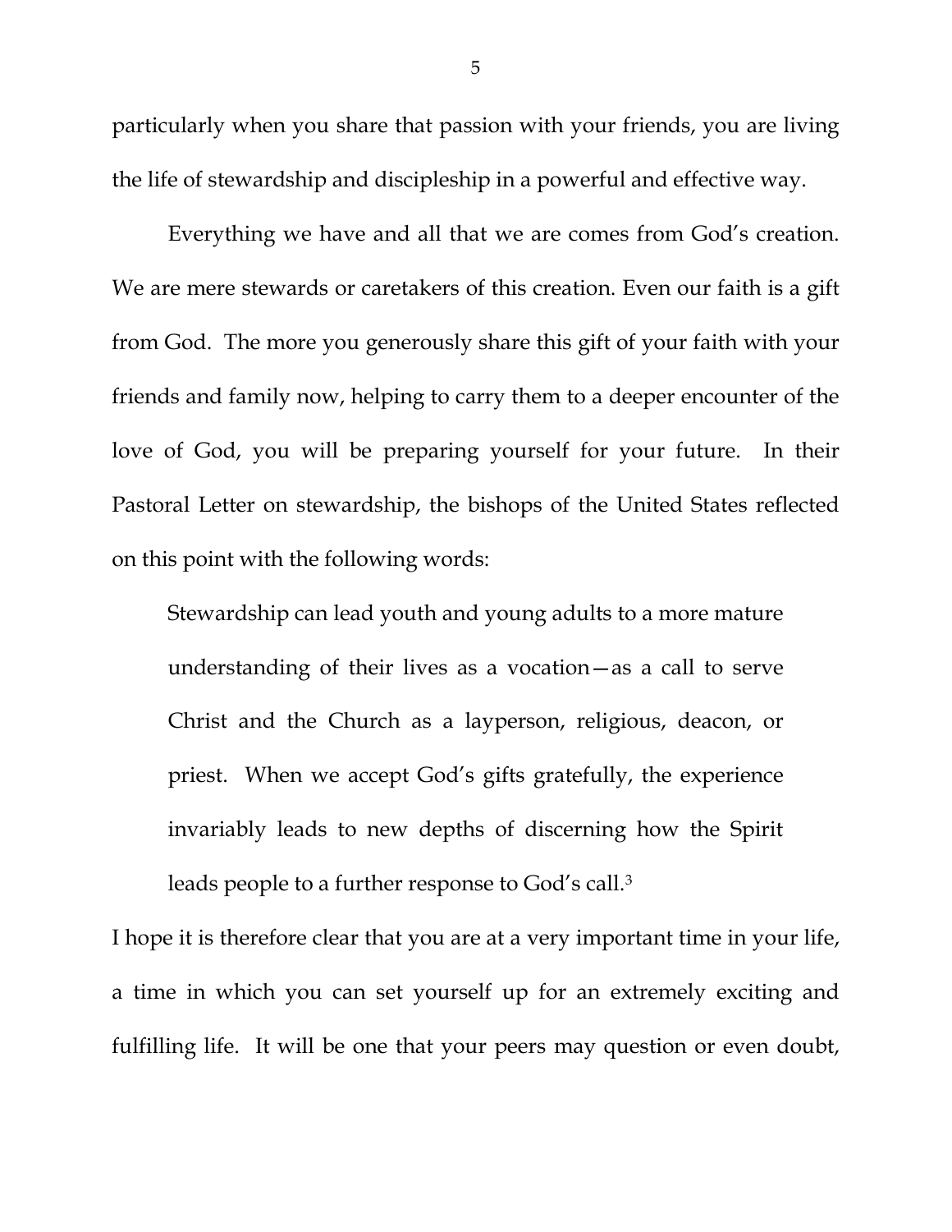particularly when you share that passion with your friends, you are living the life of stewardship and discipleship in a powerful and effective way.

Everything we have and all that we are comes from God's creation. We are mere stewards or caretakers of this creation. Even our faith is a gift from God. The more you generously share this gift of your faith with your friends and family now, helping to carry them to a deeper encounter of the love of God, you will be preparing yourself for your future. In their Pastoral Letter on stewardship, the bishops of the United States reflected on this point with the following words:

> Stewardship can lead youth and young adults to a more mature understanding of their lives as a vocation—as a call to serve Christ and the Church as a layperson, religious, deacon, or priest. When we accept God's gifts gratefully, the experience invariably leads to new depths of discerning how the Spirit leads people to a further response to God's call.[3]

I hope it is therefore clear that you are at a very important time in your life, a time in which you can set yourself up for an extremely exciting and fulfilling life. It will be one that your peers may question or even doubt,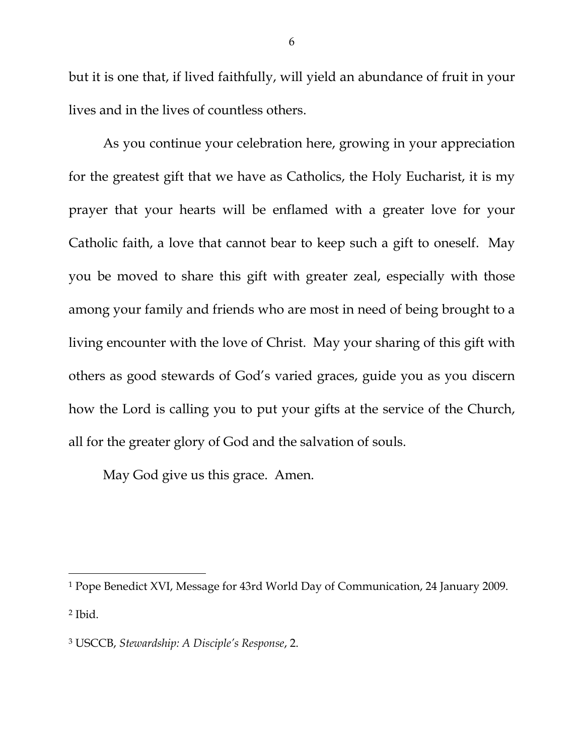but it is one that, if lived faithfully, will yield an abundance of fruit in your lives and in the lives of countless others.

As you continue your celebration here, growing in your appreciation for the greatest gift that we have as Catholics, the Holy Eucharist, it is my prayer that your hearts will be enflamed with a greater love for your Catholic faith, a love that cannot bear to keep such a gift to oneself. May you be moved to share this gift with greater zeal, especially with those among your family and friends who are most in need of being brought to a living encounter with the love of Christ. May your sharing of this gift with others as good stewards of God's varied graces, guide you as you discern how the Lord is calling you to put your gifts at the service of the Church, all for the greater glory of God and the salvation of souls.

May God give us this grace. Amen.

---

[1] Pope Benedict XVI, Message for 43rd World Day of Communication, 24 January 2009.

[2] Ibid.

[3] USCCB, *Stewardship: A Disciple's Response*, 2.